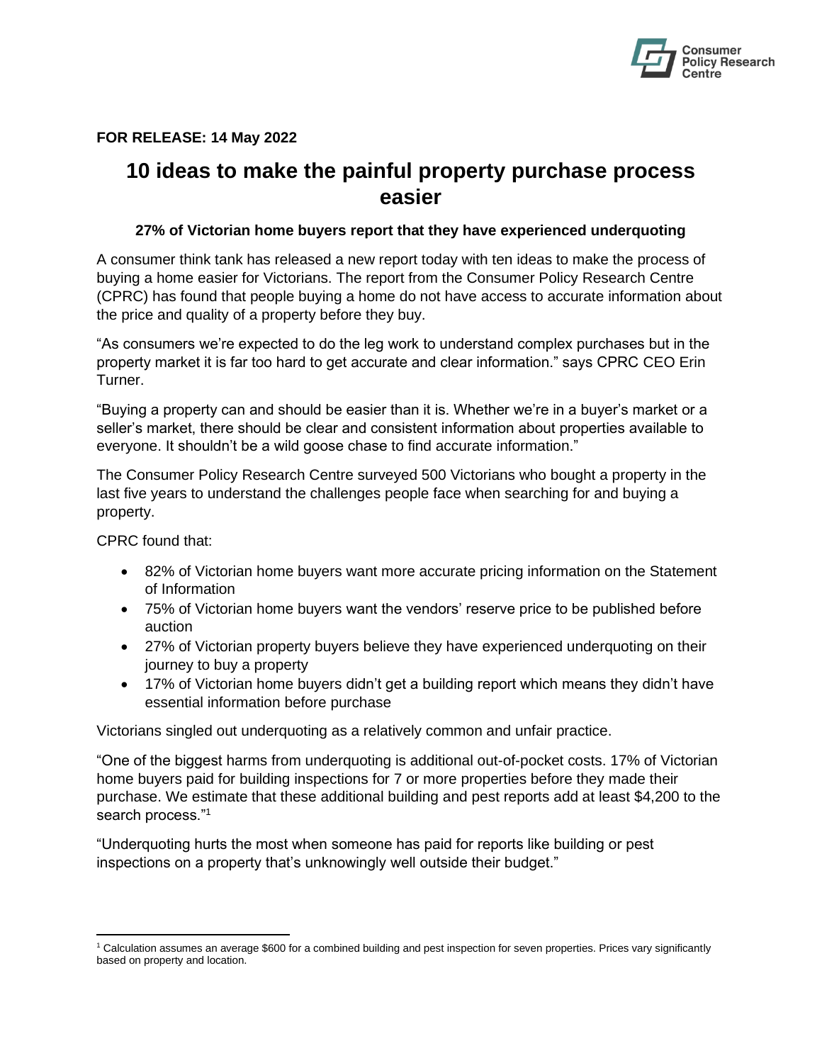**FOR RELEASE: 14 May 2022**

# 10 ideas to make the painful property purchase process easier

**27% of Victorian home buyers report that they have experienced underquoting**

A consumer think tank has released a new report today with ten ideas to make the process of buying a home easier for Victorians. The report from the Consumer Policy Research Centre (CPRC) has found that people buying a home do not have access to accurate information about the price and quality of a property before they buy.

"As consumers we're expected to do the leg work to understand complex purchases but in the property market it is far too hard to get accurate and clear information." says CPRC CEO Erin Turner.

"Buying a property can and should be easier than it is. Whether we're in a buyer's market or a seller's market, there should be clear and consistent information about properties available to everyone. It shouldn't be a wild goose chase to find accurate information."

The Consumer Policy Research Centre surveyed 500 Victorians who bought a property in the last five years to understand the challenges people face when searching for and buying a property.

CPRC found that:

- 82% of Victorian home buyers want more accurate pricing information on the Statement of Information
- 75% of Victorian home buyers want the vendors' reserve price to be published before auction
- 27% of Victorian property buyers believe they have experienced underquoting on their journey to buy a property
- 17% of Victorian home buyers didn't get a building report which means they didn't have essential information before purchase

Victorians singled out underquoting as a relatively common and unfair practice.

"One of the biggest harms from underquoting is additional out-of-pocket costs. 17% of Victorian home buyers paid for building inspections for 7 or more properties before they made their purchase. We estimate that these additional building and pest reports add at least $4,200 to the search process."[1]

"Underquoting hurts the most when someone has paid for reports like building or pest inspections on a property that's unknowingly well outside their budget."

[1] Calculation assumes an average $600 for a combined building and pest inspection for seven properties. Prices vary significantly based on property and location.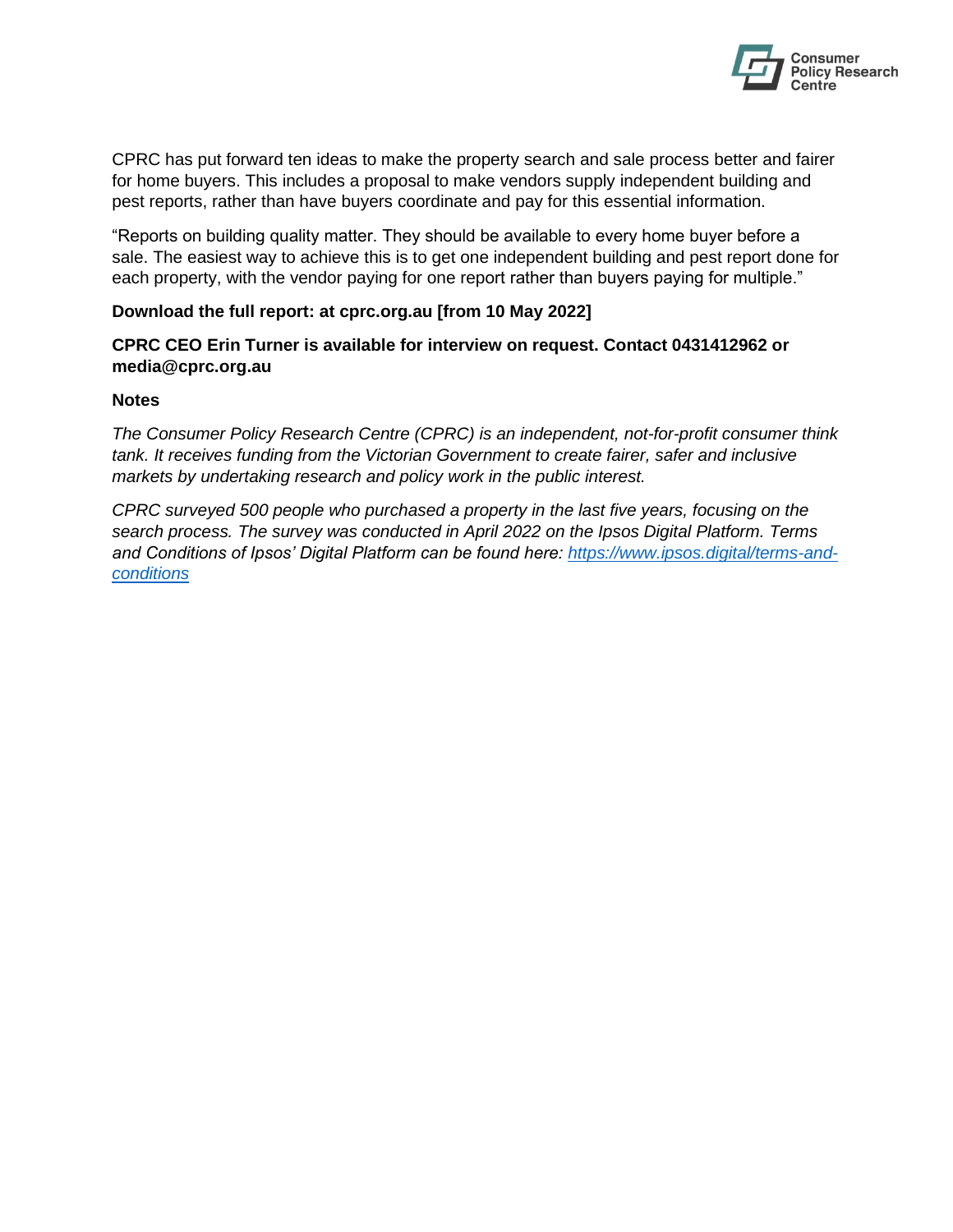CPRC has put forward ten ideas to make the property search and sale process better and fairer for home buyers. This includes a proposal to make vendors supply independent building and pest reports, rather than have buyers coordinate and pay for this essential information.

“Reports on building quality matter. They should be available to every home buyer before a sale. The easiest way to achieve this is to get one independent building and pest report done for each property, with the vendor paying for one report rather than buyers paying for multiple.”

**Download the full report: at cprc.org.au [from 10 May 2022]**

**CPRC CEO Erin Turner is available for interview on request. Contact 0431412962 or media@cprc.org.au**

**Notes**

*The Consumer Policy Research Centre (CPRC) is an independent, not-for-profit consumer think tank. It receives funding from the Victorian Government to create fairer, safer and inclusive markets by undertaking research and policy work in the public interest.*

*CPRC surveyed 500 people who purchased a property in the last five years, focusing on the search process. The survey was conducted in April 2022 on the Ipsos Digital Platform. Terms and Conditions of Ipsos' Digital Platform can be found here: [https://www.ipsos.digital/terms-and-conditions](https://www.ipsos.digital/terms-and-conditions)*